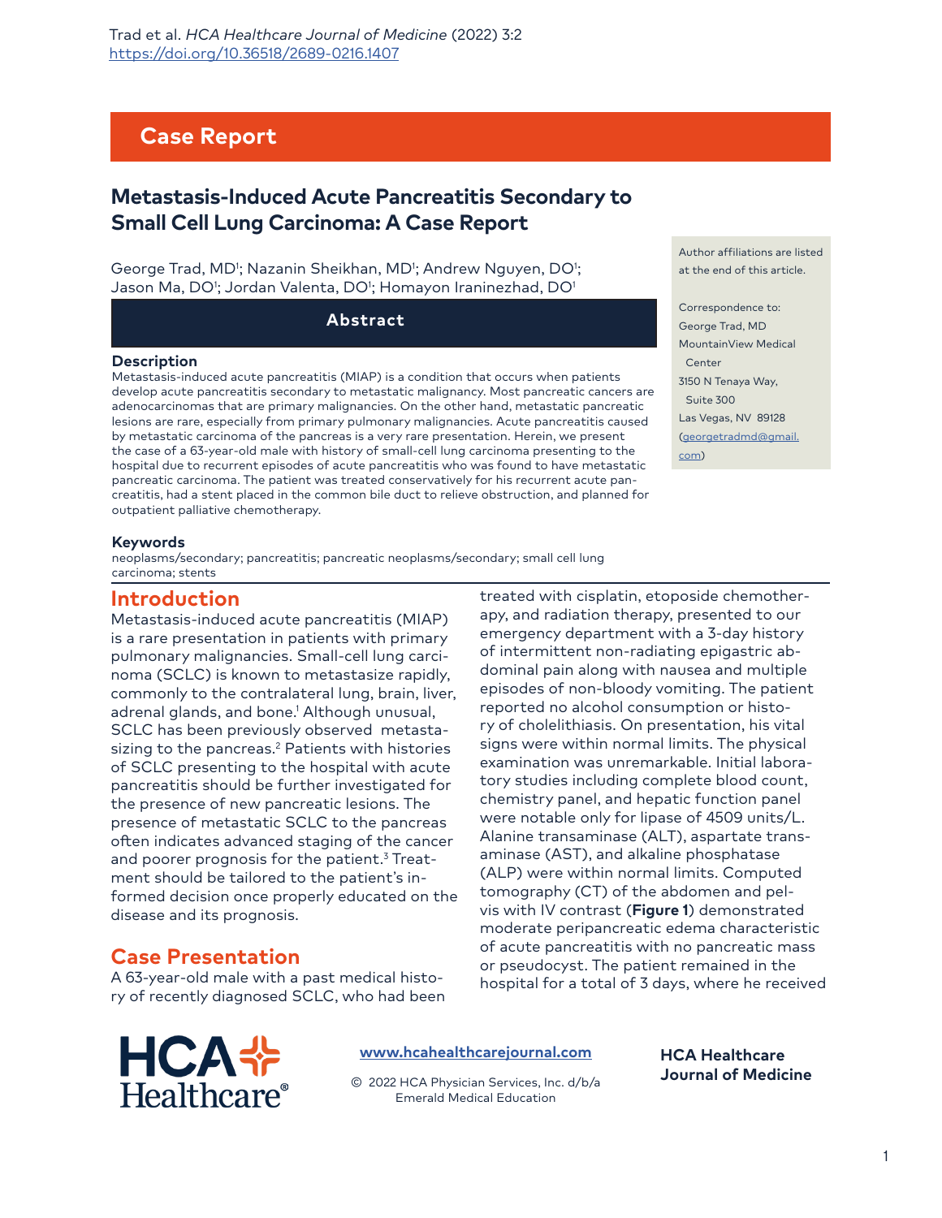## Case Report

# Metastasis-Induced Acute Pancreatitis Secondary to Small Cell Lung Carcinoma: A Case Report

George Trad, MD[1]; Nazanin Sheikhan, MD[1]; Andrew Nguyen, DO[1]; Jason Ma, DO[1]; Jordan Valenta, DO[1]; Homayon Iraninezhad, DO[1]

Author affiliations are listed at the end of this article.

Correspondence to:
George Trad, MD
MountainView Medical Center
3150 N Tenaya Way, Suite 300
Las Vegas, NV 89128
(georgetradmd@gmail.com)

## Abstract

### Description

Metastasis-induced acute pancreatitis (MIAP) is a condition that occurs when patients develop acute pancreatitis secondary to metastatic malignancy. Most pancreatic cancers are adenocarcinomas that are primary malignancies. On the other hand, metastatic pancreatic lesions are rare, especially from primary pulmonary malignancies. Acute pancreatitis caused by metastatic carcinoma of the pancreas is a very rare presentation. Herein, we present the case of a 63-year-old male with history of small-cell lung carcinoma presenting to the hospital due to recurrent episodes of acute pancreatitis who was found to have metastatic pancreatic carcinoma. The patient was treated conservatively for his recurrent acute pancreatitis, had a stent placed in the common bile duct to relieve obstruction, and planned for outpatient palliative chemotherapy.

### Keywords

neoplasms/secondary; pancreatitis; pancreatic neoplasms/secondary; small cell lung carcinoma; stents

## Introduction

Metastasis-induced acute pancreatitis (MIAP) is a rare presentation in patients with primary pulmonary malignancies. Small-cell lung carcinoma (SCLC) is known to metastasize rapidly, commonly to the contralateral lung, brain, liver, adrenal glands, and bone.[1] Although unusual, SCLC has been previously observed metastasizing to the pancreas.[2] Patients with histories of SCLC presenting to the hospital with acute pancreatitis should be further investigated for the presence of new pancreatic lesions. The presence of metastatic SCLC to the pancreas often indicates advanced staging of the cancer and poorer prognosis for the patient.[3] Treatment should be tailored to the patient's informed decision once properly educated on the disease and its prognosis.

## Case Presentation

A 63-year-old male with a past medical history of recently diagnosed SCLC, who had been treated with cisplatin, etoposide chemotherapy, and radiation therapy, presented to our emergency department with a 3-day history of intermittent non-radiating epigastric abdominal pain along with nausea and multiple episodes of non-bloody vomiting. The patient reported no alcohol consumption or history of cholelithiasis. On presentation, his vital signs were within normal limits. The physical examination was unremarkable. Initial laboratory studies including complete blood count, chemistry panel, and hepatic function panel were notable only for lipase of 4509 units/L. Alanine transaminase (ALT), aspartate transaminase (AST), and alkaline phosphatase (ALP) were within normal limits. Computed tomography (CT) of the abdomen and pelvis with IV contrast (**Figure 1**) demonstrated moderate peripancreatic edema characteristic of acute pancreatitis with no pancreatic mass or pseudocyst. The patient remained in the hospital for a total of 3 days, where he received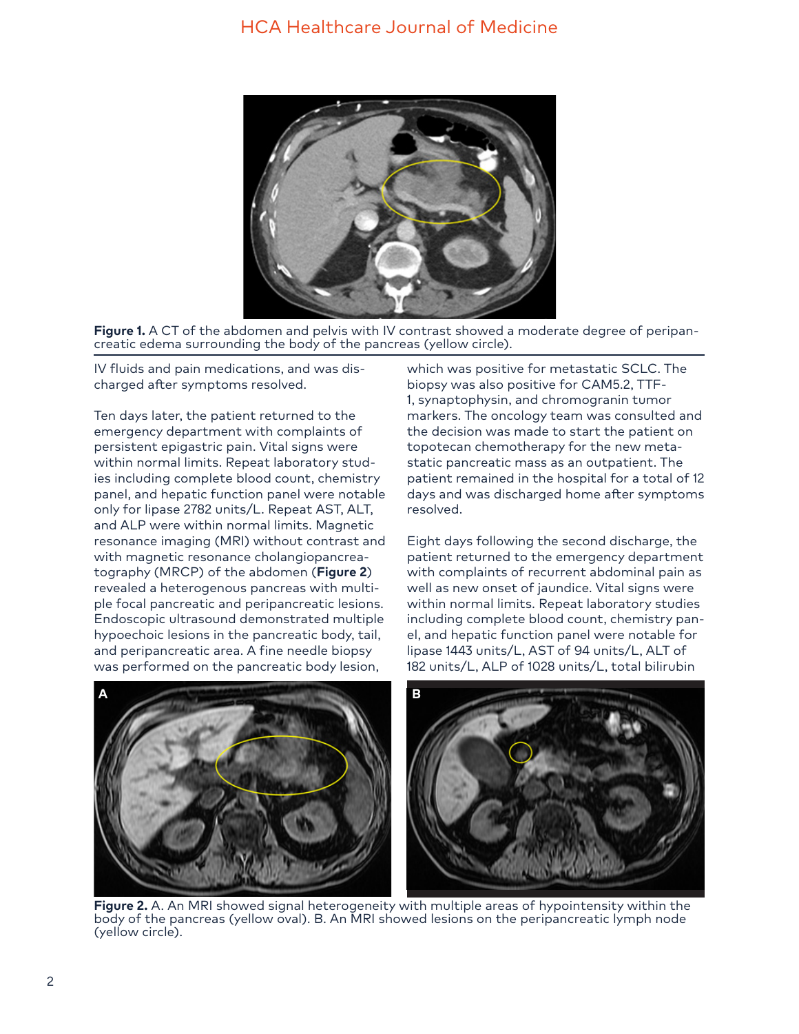Figure 1. A CT of the abdomen and pelvis with IV contrast showed a moderate degree of peripancreatic edema surrounding the body of the pancreas (yellow circle).

IV fluids and pain medications, and was discharged after symptoms resolved.

Ten days later, the patient returned to the emergency department with complaints of persistent epigastric pain. Vital signs were within normal limits. Repeat laboratory studies including complete blood count, chemistry panel, and hepatic function panel were notable only for lipase 2782 units/L. Repeat AST, ALT, and ALP were within normal limits. Magnetic resonance imaging (MRI) without contrast and with magnetic resonance cholangiopancreatography (MRCP) of the abdomen (**Figure 2**) revealed a heterogenous pancreas with multiple focal pancreatic and peripancreatic lesions. Endoscopic ultrasound demonstrated multiple hypoechoic lesions in the pancreatic body, tail, and peripancreatic area. A fine needle biopsy was performed on the pancreatic body lesion, which was positive for metastatic SCLC. The biopsy was also positive for CAM5.2, TTF-1, synaptophysin, and chromogranin tumor markers. The oncology team was consulted and the decision was made to start the patient on topotecan chemotherapy for the new metastatic pancreatic mass as an outpatient. The patient remained in the hospital for a total of 12 days and was discharged home after symptoms resolved.

Eight days following the second discharge, the patient returned to the emergency department with complaints of recurrent abdominal pain as well as new onset of jaundice. Vital signs were within normal limits. Repeat laboratory studies including complete blood count, chemistry panel, and hepatic function panel were notable for lipase 1443 units/L, AST of 94 units/L, ALT of 182 units/L, ALP of 1028 units/L, total bilirubin

Figure 2. A. An MRI showed signal heterogeneity with multiple areas of hypointensity within the body of the pancreas (yellow oval). B. An MRI showed lesions on the peripancreatic lymph node (yellow circle).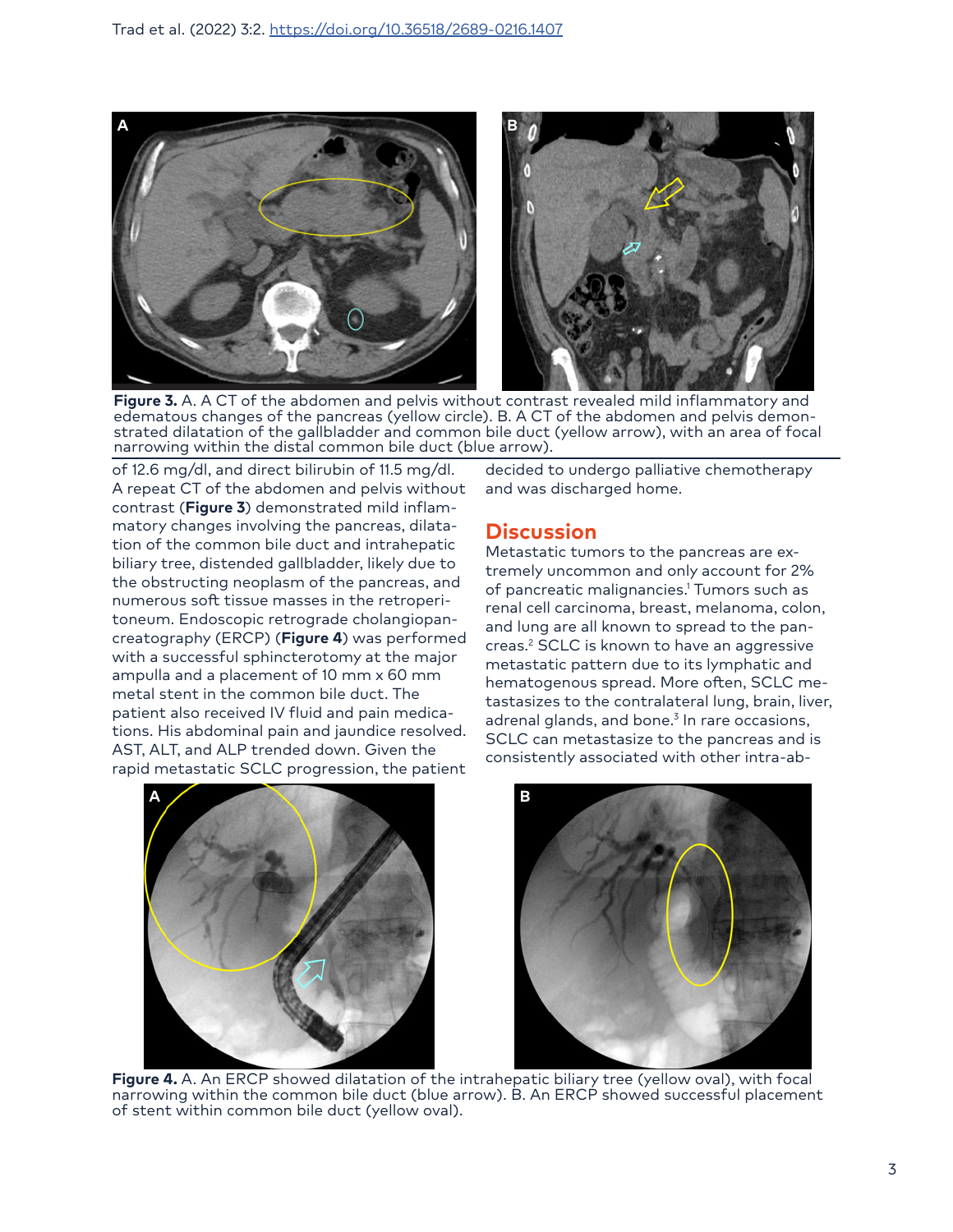Figure 3. A. A CT of the abdomen and pelvis without contrast revealed mild inflammatory and edematous changes of the pancreas (yellow circle). B. A CT of the abdomen and pelvis demonstrated dilatation of the gallbladder and common bile duct (yellow arrow), with an area of focal narrowing within the distal common bile duct (blue arrow).

of 12.6 mg/dl, and direct bilirubin of 11.5 mg/dl. A repeat CT of the abdomen and pelvis without contrast (**Figure 3**) demonstrated mild inflammatory changes involving the pancreas, dilatation of the common bile duct and intrahepatic biliary tree, distended gallbladder, likely due to the obstructing neoplasm of the pancreas, and numerous soft tissue masses in the retroperitoneum. Endoscopic retrograde cholangiopancreatography (ERCP) (**Figure 4**) was performed with a successful sphincterotomy at the major ampulla and a placement of 10 mm x 60 mm metal stent in the common bile duct. The patient also received IV fluid and pain medications. His abdominal pain and jaundice resolved. AST, ALT, and ALP trended down. Given the rapid metastatic SCLC progression, the patient decided to undergo palliative chemotherapy and was discharged home.

## Discussion

Metastatic tumors to the pancreas are extremely uncommon and only account for 2% of pancreatic malignancies.[1] Tumors such as renal cell carcinoma, breast, melanoma, colon, and lung are all known to spread to the pancreas.[2] SCLC is known to have an aggressive metastatic pattern due to its lymphatic and hematogenous spread. More often, SCLC metastasizes to the contralateral lung, brain, liver, adrenal glands, and bone.[3] In rare occasions, SCLC can metastasize to the pancreas and is consistently associated with other intra-ab-

Figure 4. A. An ERCP showed dilatation of the intrahepatic biliary tree (yellow oval), with focal narrowing within the common bile duct (blue arrow). B. An ERCP showed successful placement of stent within common bile duct (yellow oval).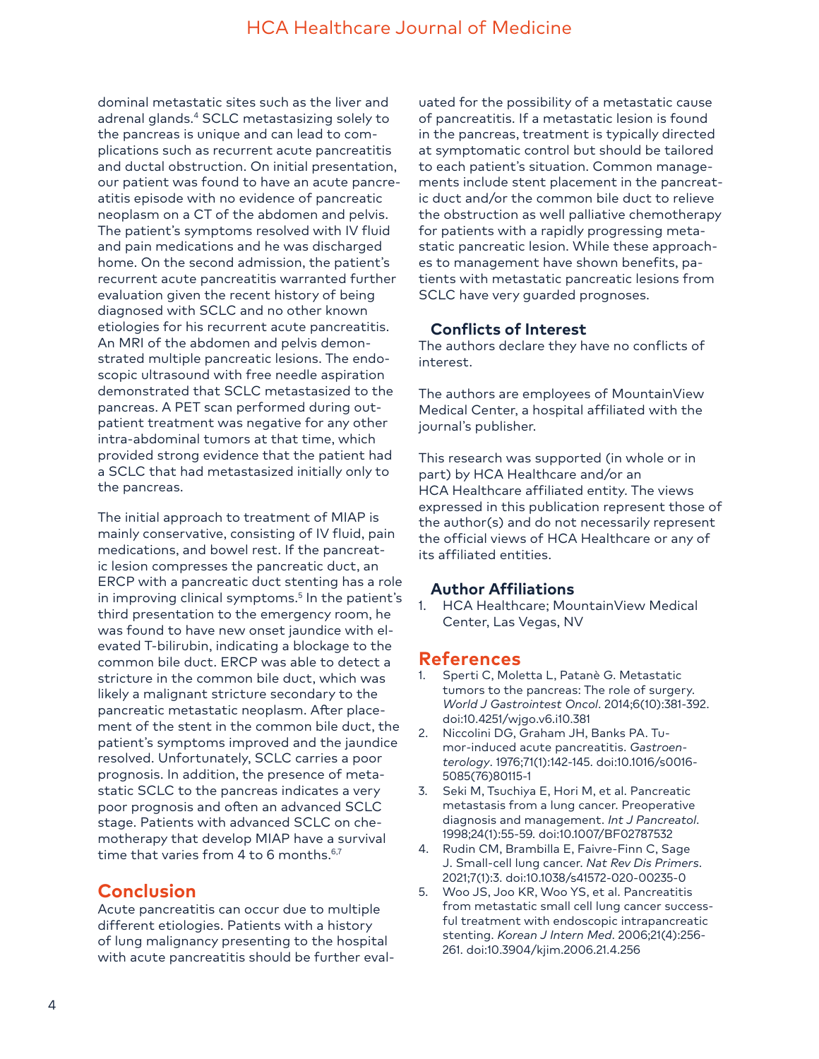dominal metastatic sites such as the liver and adrenal glands.[4] SCLC metastasizing solely to the pancreas is unique and can lead to complications such as recurrent acute pancreatitis and ductal obstruction. On initial presentation, our patient was found to have an acute pancreatitis episode with no evidence of pancreatic neoplasm on a CT of the abdomen and pelvis. The patient's symptoms resolved with IV fluid and pain medications and he was discharged home. On the second admission, the patient's recurrent acute pancreatitis warranted further evaluation given the recent history of being diagnosed with SCLC and no other known etiologies for his recurrent acute pancreatitis. An MRI of the abdomen and pelvis demonstrated multiple pancreatic lesions. The endoscopic ultrasound with free needle aspiration demonstrated that SCLC metastasized to the pancreas. A PET scan performed during outpatient treatment was negative for any other intra-abdominal tumors at that time, which provided strong evidence that the patient had a SCLC that had metastasized initially only to the pancreas.

The initial approach to treatment of MIAP is mainly conservative, consisting of IV fluid, pain medications, and bowel rest. If the pancreatic lesion compresses the pancreatic duct, an ERCP with a pancreatic duct stenting has a role in improving clinical symptoms.[5] In the patient's third presentation to the emergency room, he was found to have new onset jaundice with elevated T-bilirubin, indicating a blockage to the common bile duct. ERCP was able to detect a stricture in the common bile duct, which was likely a malignant stricture secondary to the pancreatic metastatic neoplasm. After placement of the stent in the common bile duct, the patient's symptoms improved and the jaundice resolved. Unfortunately, SCLC carries a poor prognosis. In addition, the presence of metastatic SCLC to the pancreas indicates a very poor prognosis and often an advanced SCLC stage. Patients with advanced SCLC on chemotherapy that develop MIAP have a survival time that varies from 4 to 6 months.[6,7]

## Conclusion

Acute pancreatitis can occur due to multiple different etiologies. Patients with a history of lung malignancy presenting to the hospital with acute pancreatitis should be further evaluated for the possibility of a metastatic cause of pancreatitis. If a metastatic lesion is found in the pancreas, treatment is typically directed at symptomatic control but should be tailored to each patient's situation. Common managements include stent placement in the pancreatic duct and/or the common bile duct to relieve the obstruction as well palliative chemotherapy for patients with a rapidly progressing metastatic pancreatic lesion. While these approaches to management have shown benefits, patients with metastatic pancreatic lesions from SCLC have very guarded prognoses.

### Conflicts of Interest

The authors declare they have no conflicts of interest.

The authors are employees of MountainView Medical Center, a hospital affiliated with the journal's publisher.

This research was supported (in whole or in part) by HCA Healthcare and/or an HCA Healthcare affiliated entity. The views expressed in this publication represent those of the author(s) and do not necessarily represent the official views of HCA Healthcare or any of its affiliated entities.

### Author Affiliations

1. HCA Healthcare; MountainView Medical Center, Las Vegas, NV

## References

1. Sperti C, Moletta L, Patanè G. Metastatic tumors to the pancreas: The role of surgery. *World J Gastrointest Oncol*. 2014;6(10):381-392. doi:10.4251/wjgo.v6.i10.381
2. Niccolini DG, Graham JH, Banks PA. Tumor-induced acute pancreatitis. *Gastroenterology*. 1976;71(1):142-145. doi:10.1016/s0016-5085(76)80115-1
3. Seki M, Tsuchiya E, Hori M, et al. Pancreatic metastasis from a lung cancer. Preoperative diagnosis and management. *Int J Pancreatol*. 1998;24(1):55-59. doi:10.1007/BF02787532
4. Rudin CM, Brambilla E, Faivre-Finn C, Sage J. Small-cell lung cancer. *Nat Rev Dis Primers*. 2021;7(1):3. doi:10.1038/s41572-020-00235-0
5. Woo JS, Joo KR, Woo YS, et al. Pancreatitis from metastatic small cell lung cancer successful treatment with endoscopic intrapancreatic stenting. *Korean J Intern Med*. 2006;21(4):256-261. doi:10.3904/kjim.2006.21.4.256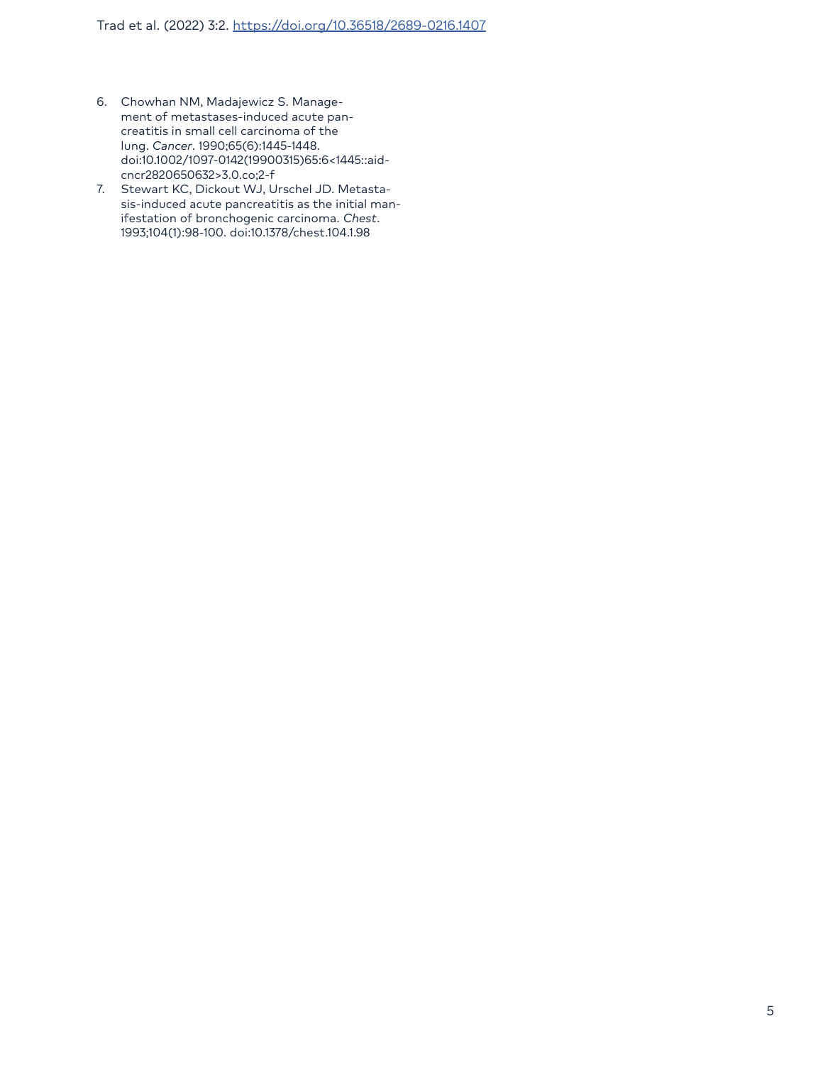6. Chowhan NM, Madajewicz S. Management of metastases-induced acute pancreatitis in small cell carcinoma of the lung. *Cancer*. 1990;65(6):1445-1448. doi:10.1002/1097-0142(19900315)65:6<1445::aid-cncr2820650632>3.0.co;2-f
7. Stewart KC, Dickout WJ, Urschel JD. Metastasis-induced acute pancreatitis as the initial manifestation of bronchogenic carcinoma. *Chest*. 1993;104(1):98-100. doi:10.1378/chest.104.1.98